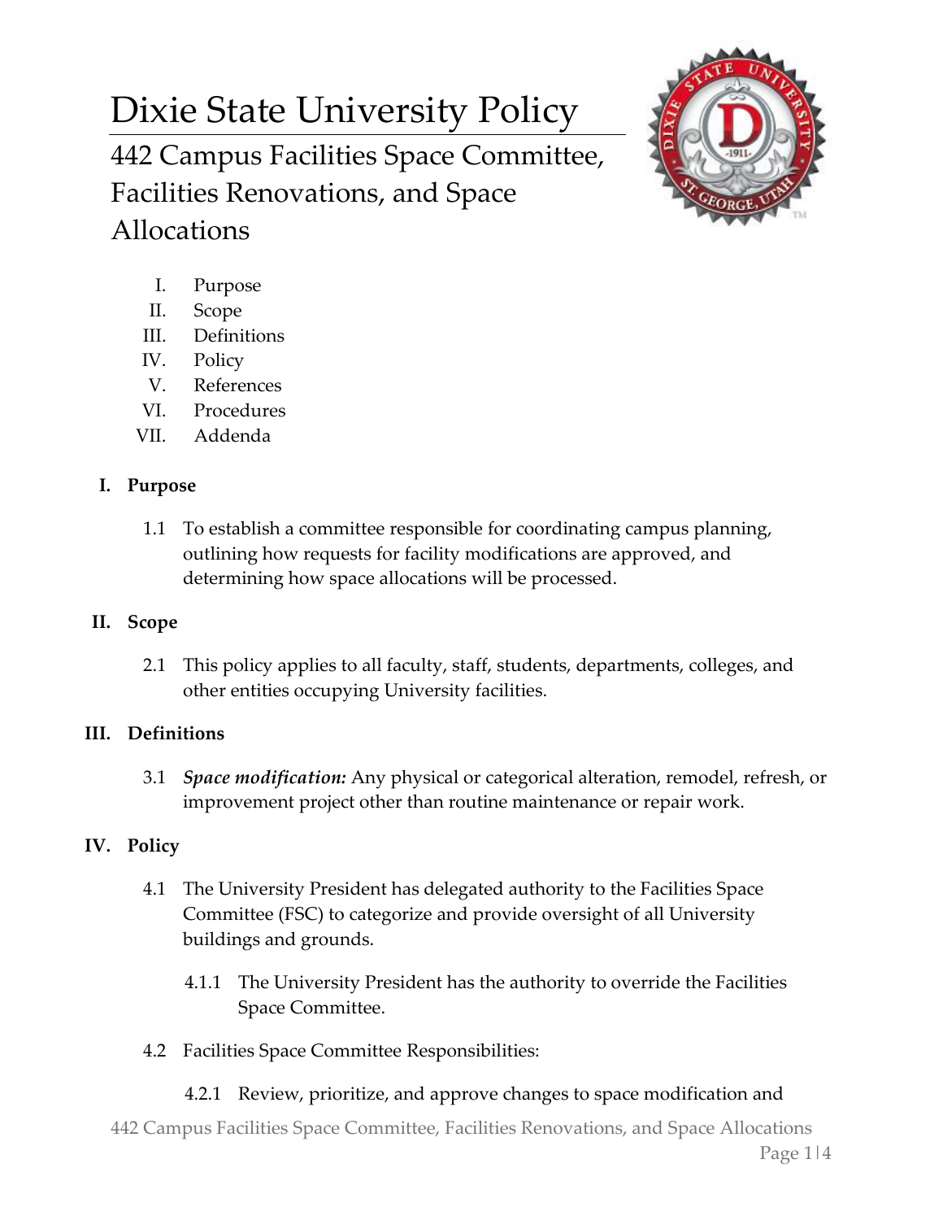# Dixie State University Policy

## 442 Campus Facilities Space Committee, Facilities Renovations, and Space Allocations

I. Purpose
II. Scope
III. Definitions
IV. Policy
V. References
VI. Procedures
VII. Addenda

### I. Purpose

1.1 To establish a committee responsible for coordinating campus planning, outlining how requests for facility modifications are approved, and determining how space allocations will be processed.

### II. Scope

2.1 This policy applies to all faculty, staff, students, departments, colleges, and other entities occupying University facilities.

### III. Definitions

3.1 ***Space modification:*** Any physical or categorical alteration, remodel, refresh, or improvement project other than routine maintenance or repair work.

### IV. Policy

4.1 The University President has delegated authority to the Facilities Space Committee (FSC) to categorize and provide oversight of all University buildings and grounds.

4.1.1 The University President has the authority to override the Facilities Space Committee.

4.2 Facilities Space Committee Responsibilities:

4.2.1 Review, prioritize, and approve changes to space modification and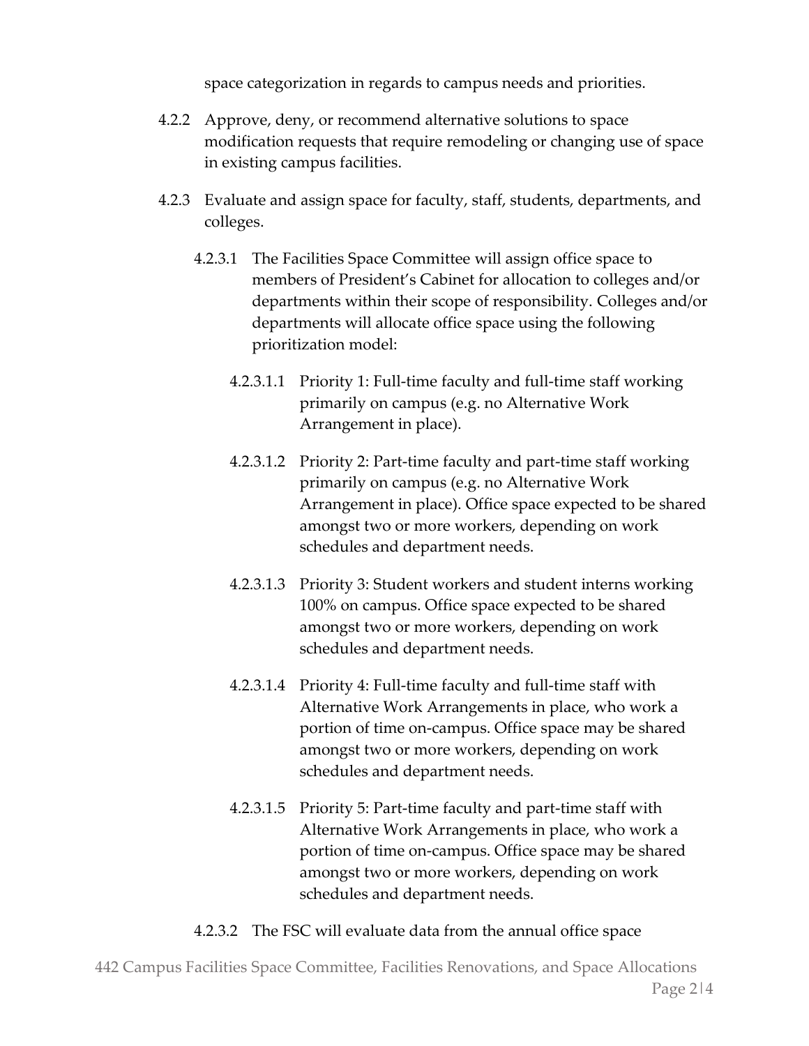space categorization in regards to campus needs and priorities.

4.2.2 Approve, deny, or recommend alternative solutions to space modification requests that require remodeling or changing use of space in existing campus facilities.

4.2.3 Evaluate and assign space for faculty, staff, students, departments, and colleges.

4.2.3.1 The Facilities Space Committee will assign office space to members of President's Cabinet for allocation to colleges and/or departments within their scope of responsibility. Colleges and/or departments will allocate office space using the following prioritization model:

4.2.3.1.1 Priority 1: Full-time faculty and full-time staff working primarily on campus (e.g. no Alternative Work Arrangement in place).

4.2.3.1.2 Priority 2: Part-time faculty and part-time staff working primarily on campus (e.g. no Alternative Work Arrangement in place). Office space expected to be shared amongst two or more workers, depending on work schedules and department needs.

4.2.3.1.3 Priority 3: Student workers and student interns working 100% on campus. Office space expected to be shared amongst two or more workers, depending on work schedules and department needs.

4.2.3.1.4 Priority 4: Full-time faculty and full-time staff with Alternative Work Arrangements in place, who work a portion of time on-campus. Office space may be shared amongst two or more workers, depending on work schedules and department needs.

4.2.3.1.5 Priority 5: Part-time faculty and part-time staff with Alternative Work Arrangements in place, who work a portion of time on-campus. Office space may be shared amongst two or more workers, depending on work schedules and department needs.

4.2.3.2 The FSC will evaluate data from the annual office space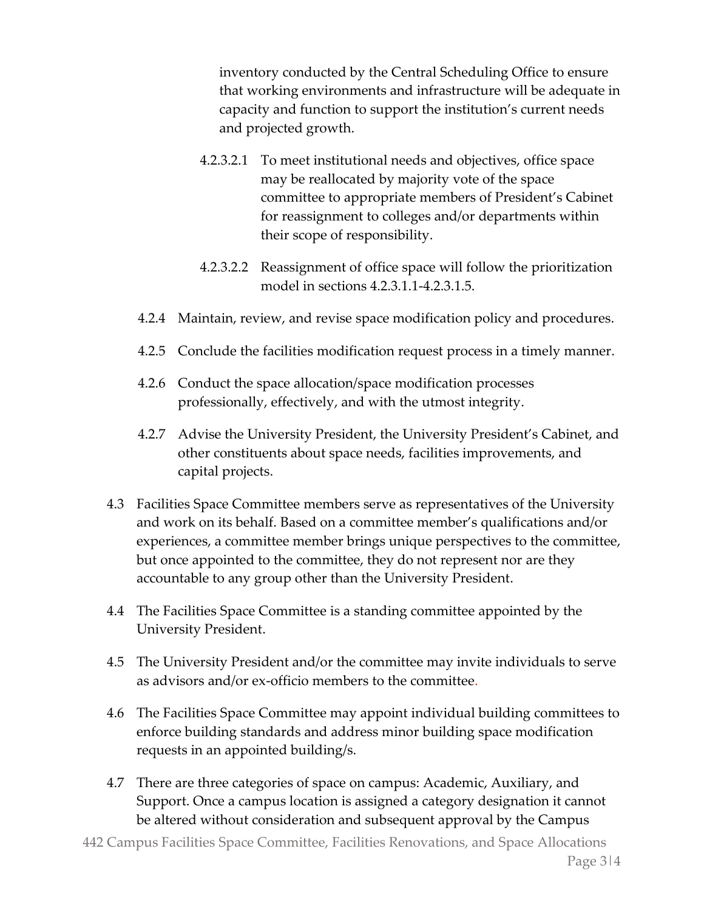inventory conducted by the Central Scheduling Office to ensure that working environments and infrastructure will be adequate in capacity and function to support the institution's current needs and projected growth.

4.2.3.2.1 To meet institutional needs and objectives, office space may be reallocated by majority vote of the space committee to appropriate members of President's Cabinet for reassignment to colleges and/or departments within their scope of responsibility.

4.2.3.2.2 Reassignment of office space will follow the prioritization model in sections 4.2.3.1.1-4.2.3.1.5.

4.2.4 Maintain, review, and revise space modification policy and procedures.

4.2.5 Conclude the facilities modification request process in a timely manner.

4.2.6 Conduct the space allocation/space modification processes professionally, effectively, and with the utmost integrity.

4.2.7 Advise the University President, the University President's Cabinet, and other constituents about space needs, facilities improvements, and capital projects.

4.3 Facilities Space Committee members serve as representatives of the University and work on its behalf. Based on a committee member's qualifications and/or experiences, a committee member brings unique perspectives to the committee, but once appointed to the committee, they do not represent nor are they accountable to any group other than the University President.

4.4 The Facilities Space Committee is a standing committee appointed by the University President.

4.5 The University President and/or the committee may invite individuals to serve as advisors and/or ex-officio members to the committee.

4.6 The Facilities Space Committee may appoint individual building committees to enforce building standards and address minor building space modification requests in an appointed building/s.

4.7 There are three categories of space on campus: Academic, Auxiliary, and Support. Once a campus location is assigned a category designation it cannot be altered without consideration and subsequent approval by the Campus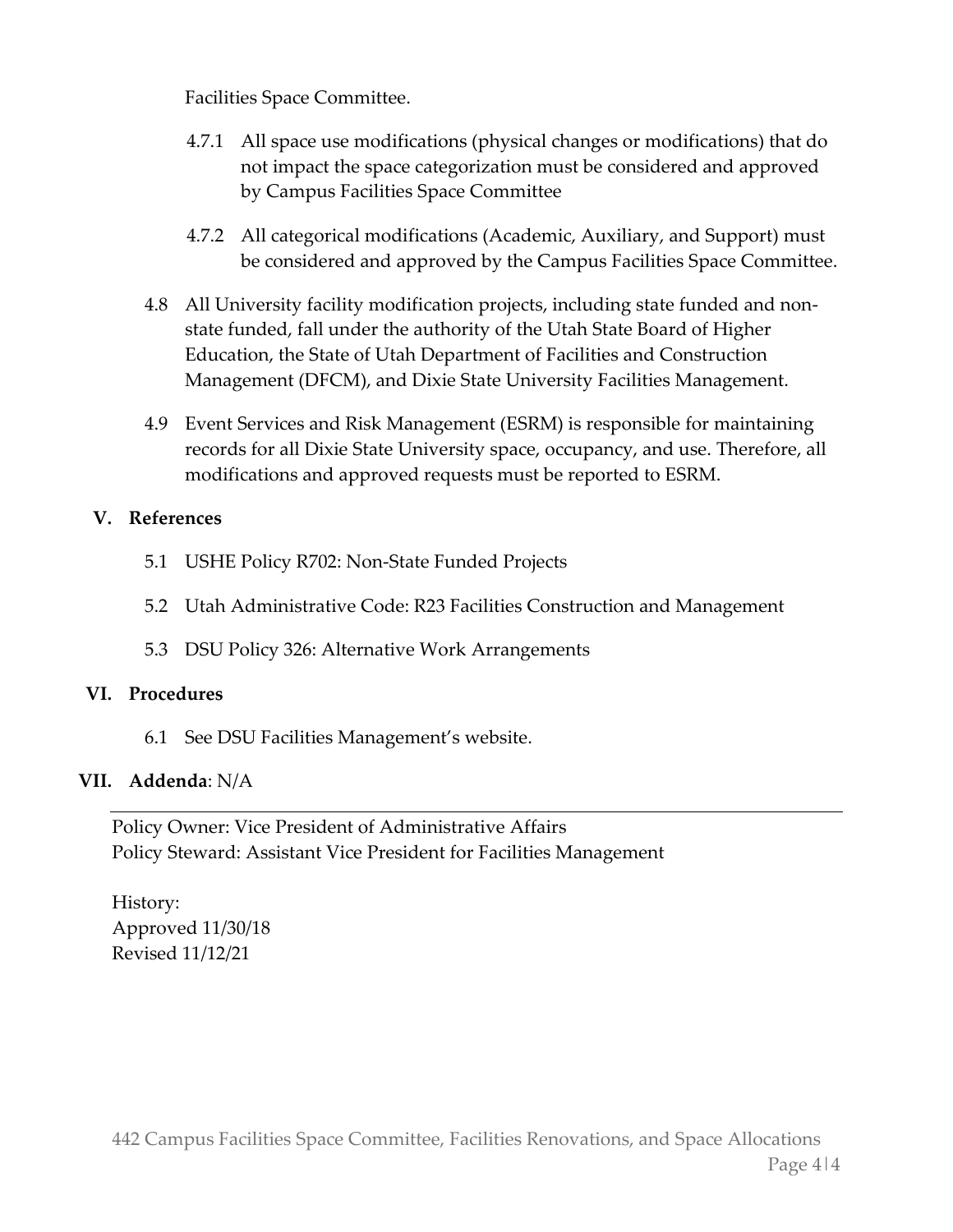Facilities Space Committee.

4.7.1 All space use modifications (physical changes or modifications) that do not impact the space categorization must be considered and approved by Campus Facilities Space Committee

4.7.2 All categorical modifications (Academic, Auxiliary, and Support) must be considered and approved by the Campus Facilities Space Committee.

4.8 All University facility modification projects, including state funded and non-state funded, fall under the authority of the Utah State Board of Higher Education, the State of Utah Department of Facilities and Construction Management (DFCM), and Dixie State University Facilities Management.

4.9 Event Services and Risk Management (ESRM) is responsible for maintaining records for all Dixie State University space, occupancy, and use. Therefore, all modifications and approved requests must be reported to ESRM.

## V. References

5.1 USHE Policy R702: Non-State Funded Projects

5.2 Utah Administrative Code: R23 Facilities Construction and Management

5.3 DSU Policy 326: Alternative Work Arrangements

## VI. Procedures

6.1 See DSU Facilities Management's website.

## VII. Addenda: N/A

---

Policy Owner: Vice President of Administrative Affairs
Policy Steward: Assistant Vice President for Facilities Management

History:
Approved 11/30/18
Revised 11/12/21